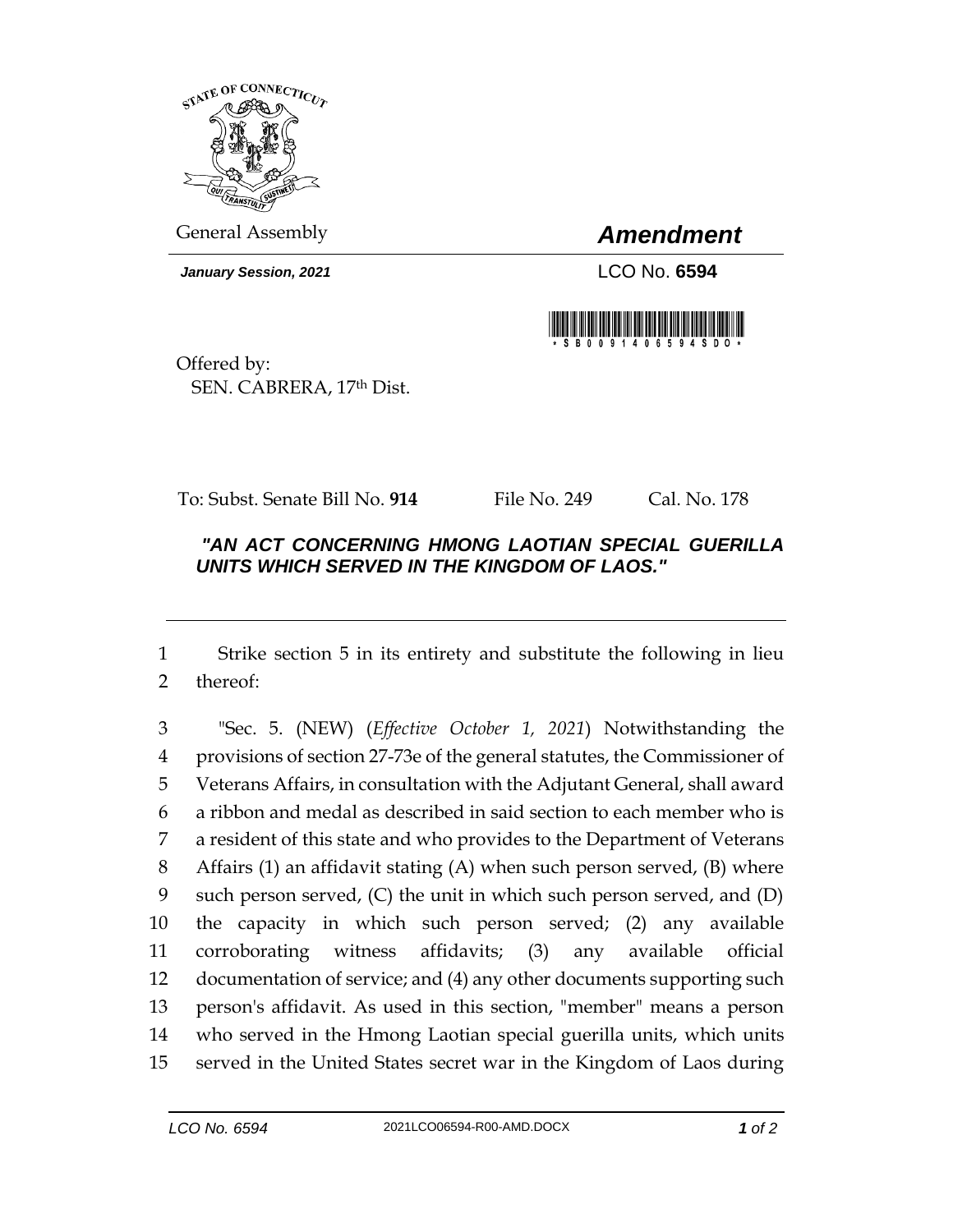General Assembly

# *Amendment*

***January Session, 2021***

LCO No. **6594**

\* S B 0 0 9 1 4 0 6 5 9 4 S D O \*

Offered by:
SEN. CABRERA, 17th Dist.

To: Subst. Senate Bill No. **914** File No. 249 Cal. No. 178

### ***"AN ACT CONCERNING HMONG LAOTIAN SPECIAL GUERILLA UNITS WHICH SERVED IN THE KINGDOM OF LAOS."***

---

1 Strike section 5 in its entirety and substitute the following in lieu
2 thereof:

3 "Sec. 5. (NEW) (*Effective October 1, 2021*) Notwithstanding the
4 provisions of section 27-73e of the general statutes, the Commissioner of
5 Veterans Affairs, in consultation with the Adjutant General, shall award
6 a ribbon and medal as described in said section to each member who is
7 a resident of this state and who provides to the Department of Veterans
8 Affairs (1) an affidavit stating (A) when such person served, (B) where
9 such person served, (C) the unit in which such person served, and (D)
10 the capacity in which such person served; (2) any available
11 corroborating witness affidavits; (3) any available official
12 documentation of service; and (4) any other documents supporting such
13 person's affidavit. As used in this section, "member" means a person
14 who served in the Hmong Laotian special guerilla units, which units
15 served in the United States secret war in the Kingdom of Laos during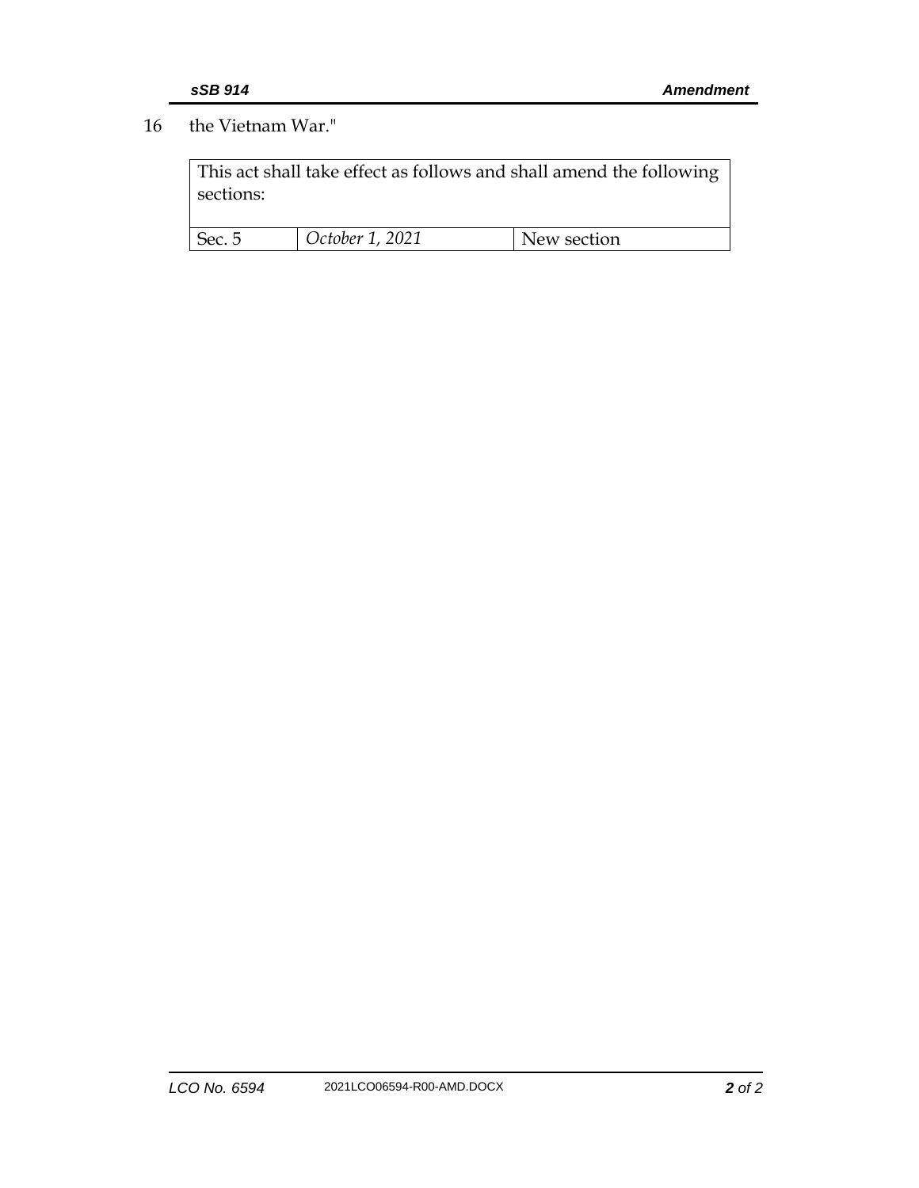16 the Vietnam War."

| This act shall take effect as follows and shall amend the following sections: | | |
|---|---|---|
| Sec. 5 | *October 1, 2021* | New section |